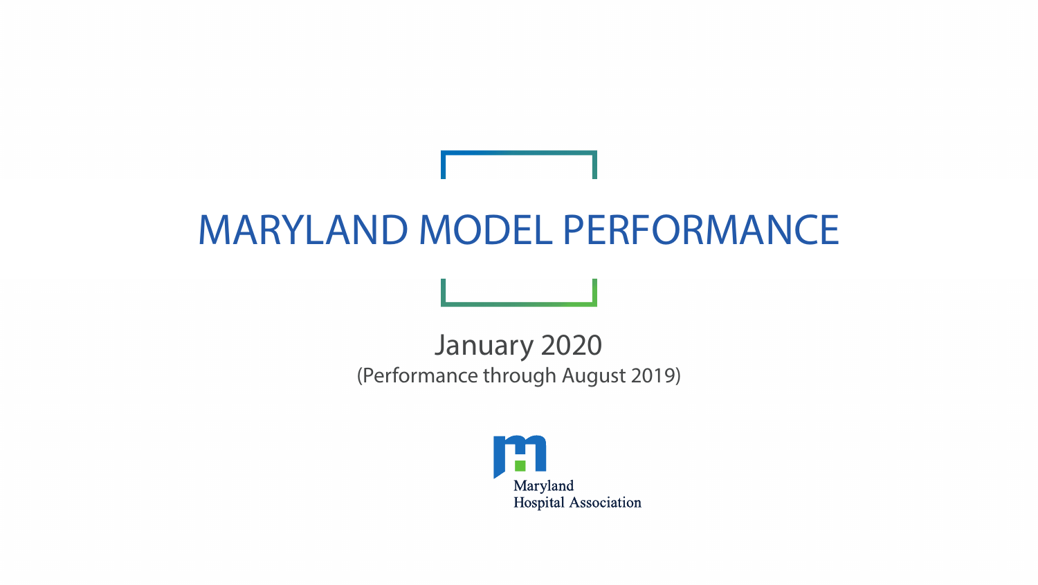# MARYLAND MODEL PERFORMANCE

January 2020

(Performance through August 2019)

Maryland
Hospital Association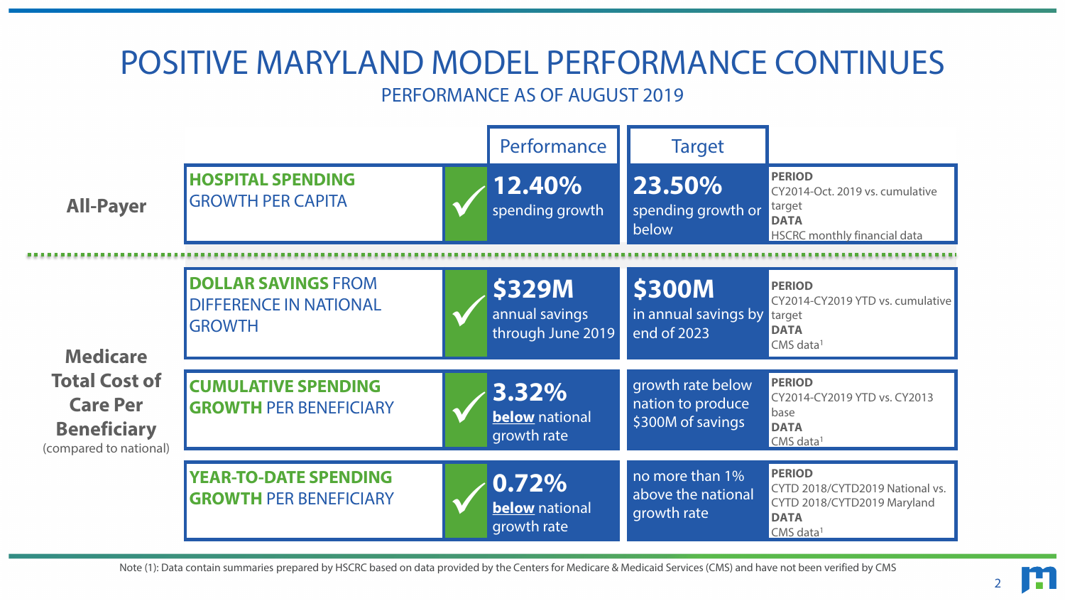# POSITIVE MARYLAND MODEL PERFORMANCE CONTINUES

## PERFORMANCE AS OF AUGUST 2019

| | Measure | | Performance | Target | Period / Data |
|---|---|---|---|---|---|
| **All-Payer** | **HOSPITAL SPENDING** GROWTH PER CAPITA | ✓ | **12.40%** spending growth | **23.50%** spending growth or below | **PERIOD** CY2014-Oct. 2019 vs. cumulative target **DATA** HSCRC monthly financial data |
| **Medicare Total Cost of Care Per Beneficiary** (compared to national) | **DOLLAR SAVINGS** FROM DIFFERENCE IN NATIONAL GROWTH | ✓ | **$329M** annual savings through June 2019 | **$300M** in annual savings by end of 2023 | **PERIOD** CY2014-CY2019 YTD vs. cumulative target **DATA** CMS data[1] |
| | **CUMULATIVE SPENDING GROWTH** PER BENEFICIARY | ✓ | **3.32%** **below** national growth rate | growth rate below nation to produce $300M of savings | **PERIOD** CY2014-CY2019 YTD vs. CY2013 base **DATA** CMS data[1] |
| | **YEAR-TO-DATE SPENDING GROWTH** PER BENEFICIARY | ✓ | **0.72%** **below** national growth rate | no more than 1% above the national growth rate | **PERIOD** CYTD 2018/CYTD2019 National vs. CYTD 2018/CYTD2019 Maryland **DATA** CMS data[1] |

Note (1): Data contain summaries prepared by HSCRC based on data provided by the Centers for Medicare & Medicaid Services (CMS) and have not been verified by CMS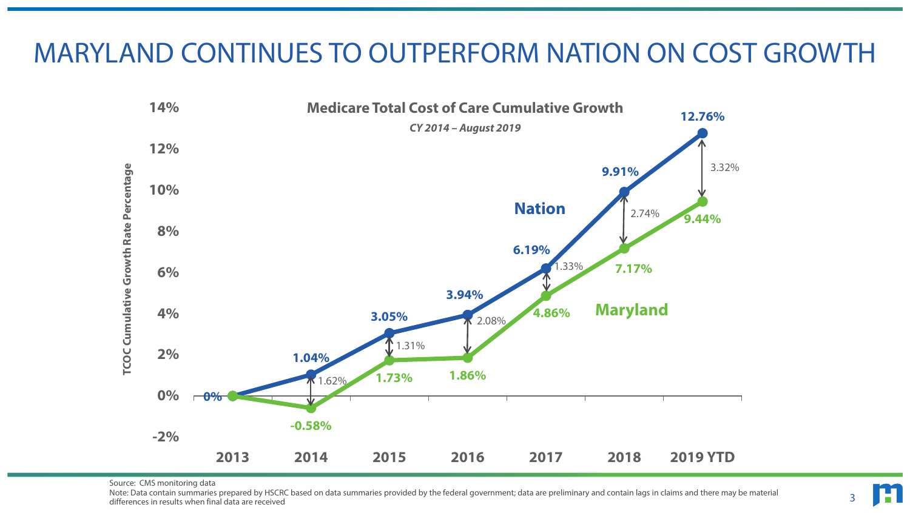# MARYLAND CONTINUES TO OUTPERFORM NATION ON COST GROWTH

**Medicare Total Cost of Care Cumulative Growth**

*CY 2014 – August 2019*

| Year | Nation | Maryland | Difference |
| --- | --- | --- | --- |
| 2013 | 0% | 0% | |
| 2014 | 1.04% | -0.58% | 1.62% |
| 2015 | 3.05% | 1.73% | 1.31% |
| 2016 | 3.94% | 1.86% | 2.08% |
| 2017 | 6.19% | 4.86% | 1.33% |
| 2018 | 9.91% | 7.17% | 2.74% |
| 2019 YTD | 12.76% | 9.44% | 3.32% |

Y-axis: TCOC Cumulative Growth Rate Percentage

Source: CMS monitoring data

Note: Data contain summaries prepared by HSCRC based on data summaries provided by the federal government; data are preliminary and contain lags in claims and there may be material differences in results when final data are received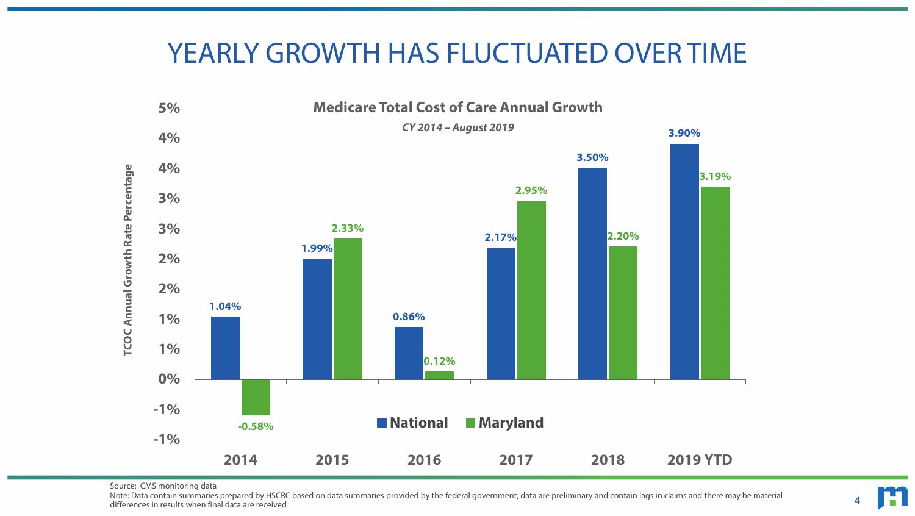# YEARLY GROWTH HAS FLUCTUATED OVER TIME

**Medicare Total Cost of Care Annual Growth**

*CY 2014 – August 2019*

| Year | National | Maryland |
|---|---|---|
| 2014 | 1.04% | -0.58% |
| 2015 | 1.99% | 2.33% |
| 2016 | 0.86% | 0.12% |
| 2017 | 2.17% | 2.95% |
| 2018 | 3.50% | 2.20% |
| 2019 YTD | 3.90% | 3.19% |

Source: CMS monitoring data

Note: Data contain summaries prepared by HSCRC based on data summaries provided by the federal government; data are preliminary and contain lags in claims and there may be material differences in results when final data are received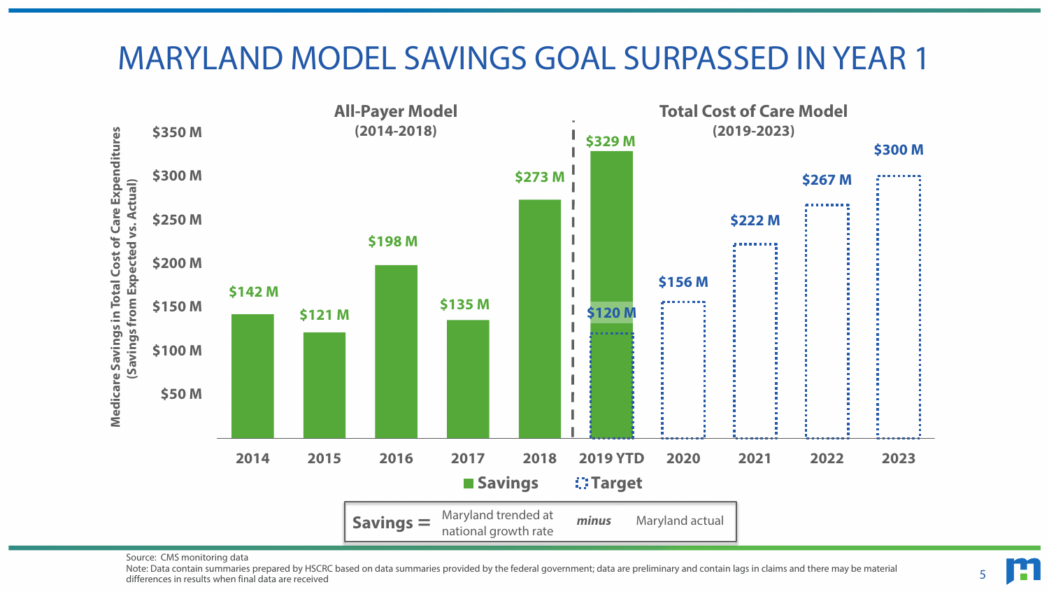# MARYLAND MODEL SAVINGS GOAL SURPASSED IN YEAR 1

Medicare Savings in Total Cost of Care Expenditures (Savings from Expected vs. Actual)

| Model | Year | Savings | Target |
| --- | --- | --- | --- |
| All-Payer Model (2014-2018) | 2014 | $142 M | |
| | 2015 | $121 M | |
| | 2016 | $198 M | |
| | 2017 | $135 M | |
| | 2018 | $273 M | |
| Total Cost of Care Model (2019-2023) | 2019 YTD | $329 M | $120 M |
| | 2020 | | $156 M |
| | 2021 | | $222 M |
| | 2022 | | $267 M |
| | 2023 | | $300 M |

**Savings =** Maryland trended at national growth rate *minus* Maryland actual

Source: CMS monitoring data

Note: Data contain summaries prepared by HSCRC based on data summaries provided by the federal government; data are preliminary and contain lags in claims and there may be material differences in results when final data are received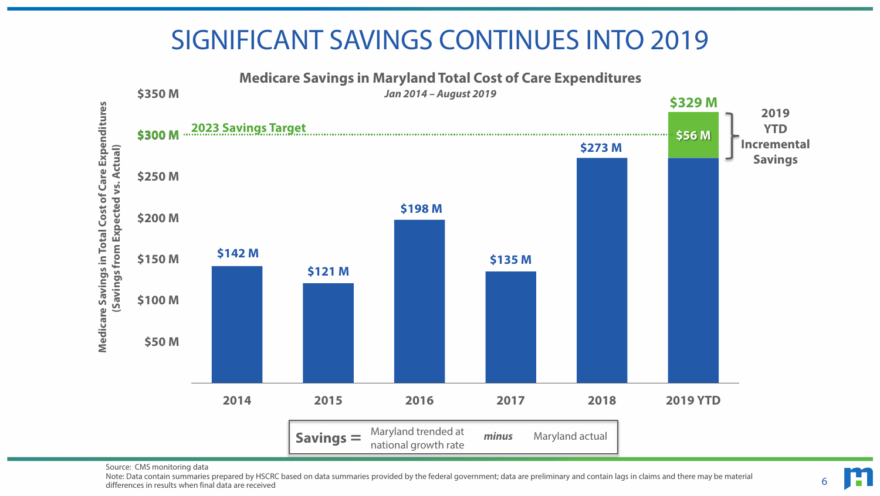# SIGNIFICANT SAVINGS CONTINUES INTO 2019

**Medicare Savings in Maryland Total Cost of Care Expenditures**

*Jan 2014 – August 2019*

| Year | Medicare Savings in Total Cost of Care Expenditures (Savings from Expected vs. Actual) |
|---|---|
| 2014 | $142 M |
| 2015 | $121 M |
| 2016 | $198 M |
| 2017 | $135 M |
| 2018 | $273 M |
| 2019 YTD | $329 M ($56 M 2019 YTD Incremental Savings) |

2023 Savings Target: $300 M

**Savings =** Maryland trended at national growth rate *minus* Maryland actual

Source: CMS monitoring data

Note: Data contain summaries prepared by HSCRC based on data summaries provided by the federal government; data are preliminary and contain lags in claims and there may be material differences in results when final data are received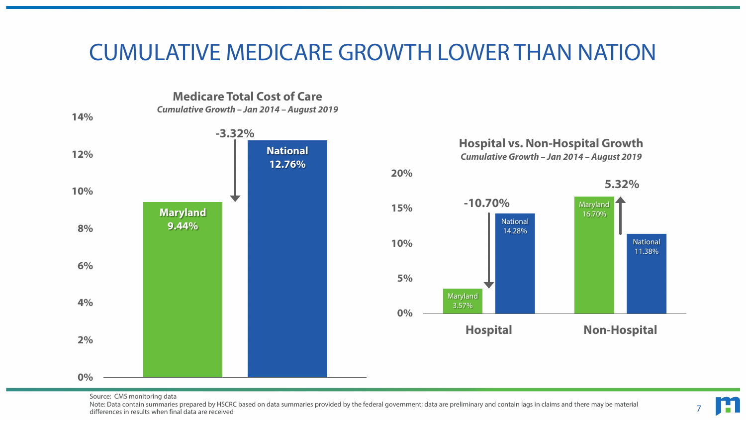# CUMULATIVE MEDICARE GROWTH LOWER THAN NATION

## Medicare Total Cost of Care

*Cumulative Growth – Jan 2014 – August 2019*

| | Cumulative Growth |
|---|---|
| Maryland | 9.44% |
| National | 12.76% |
| Difference | -3.32% |

## Hospital vs. Non-Hospital Growth

*Cumulative Growth – Jan 2014 – August 2019*

| | Maryland | National | Difference |
|---|---|---|---|
| Hospital | 3.57% | 14.28% | -10.70% |
| Non-Hospital | 16.70% | 11.38% | 5.32% |

Source: CMS monitoring data

Note: Data contain summaries prepared by HSCRC based on data summaries provided by the federal government; data are preliminary and contain lags in claims and there may be material differences in results when final data are received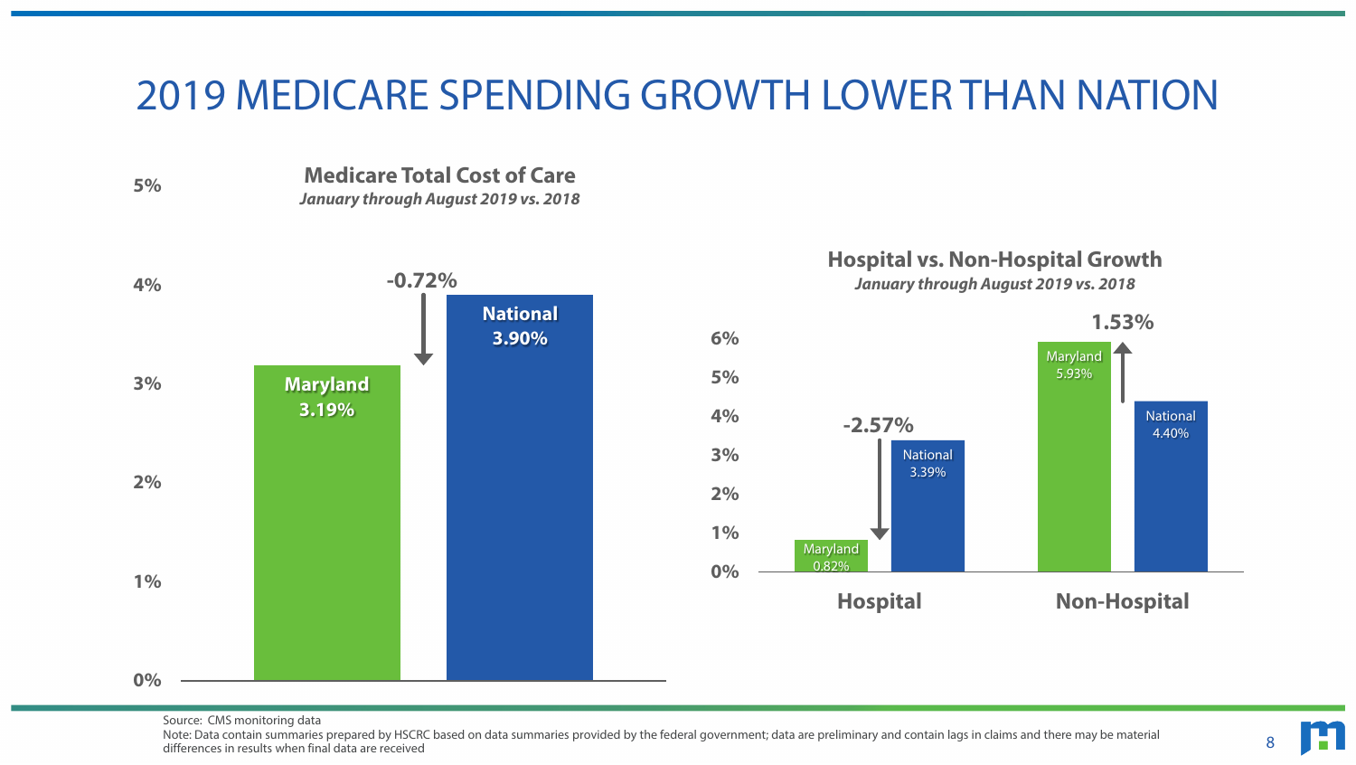# 2019 MEDICARE SPENDING GROWTH LOWER THAN NATION

## Medicare Total Cost of Care

*January through August 2019 vs. 2018*

| | Growth |
|---|---|
| Maryland | 3.19% |
| National | 3.90% |
| Difference | -0.72% |

## Hospital vs. Non-Hospital Growth

*January through August 2019 vs. 2018*

| | Maryland | National | Difference |
|---|---|---|---|
| Hospital | 0.82% | 3.39% | -2.57% |
| Non-Hospital | 5.93% | 4.40% | 1.53% |

Source: CMS monitoring data

Note: Data contain summaries prepared by HSCRC based on data summaries provided by the federal government; data are preliminary and contain lags in claims and there may be material differences in results when final data are received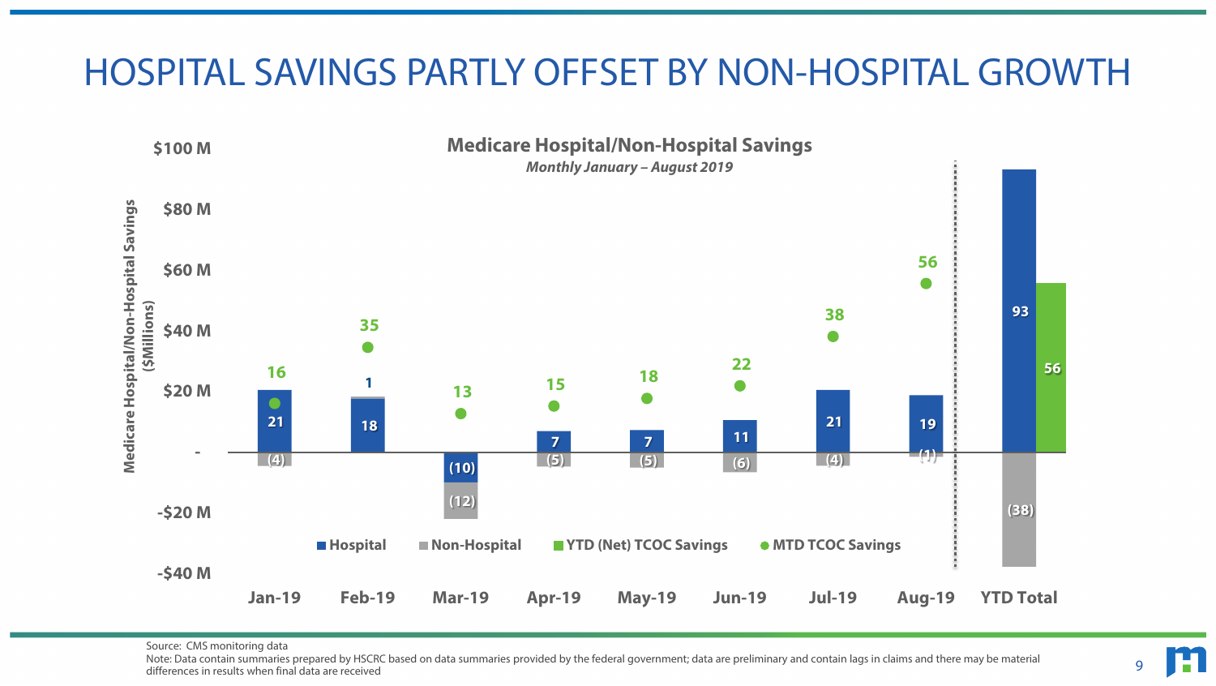# HOSPITAL SAVINGS PARTLY OFFSET BY NON-HOSPITAL GROWTH

**Medicare Hospital/Non-Hospital Savings**

*Monthly January – August 2019*

Medicare Hospital/Non-Hospital Savings ($Millions)

$100 M
$80 M
$60 M
$40 M
$20 M
-
-$20 M
-$40 M

Jan-19: 16, 21, (4)
Feb-19: 35, 1, 18
Mar-19: 13, (10), (12)
Apr-19: 15, 7, (5)
May-19: 18, 7, (5)
Jun-19: 22, 11, (6)
Jul-19: 38, 21, (4)
Aug-19: 56, 19, (1)
YTD Total: 93, 56, (38)

Hospital | Non-Hospital | YTD (Net) TCOC Savings | MTD TCOC Savings

Source: CMS monitoring data

Note: Data contain summaries prepared by HSCRC based on data summaries provided by the federal government; data are preliminary and contain lags in claims and there may be material differences in results when final data are received